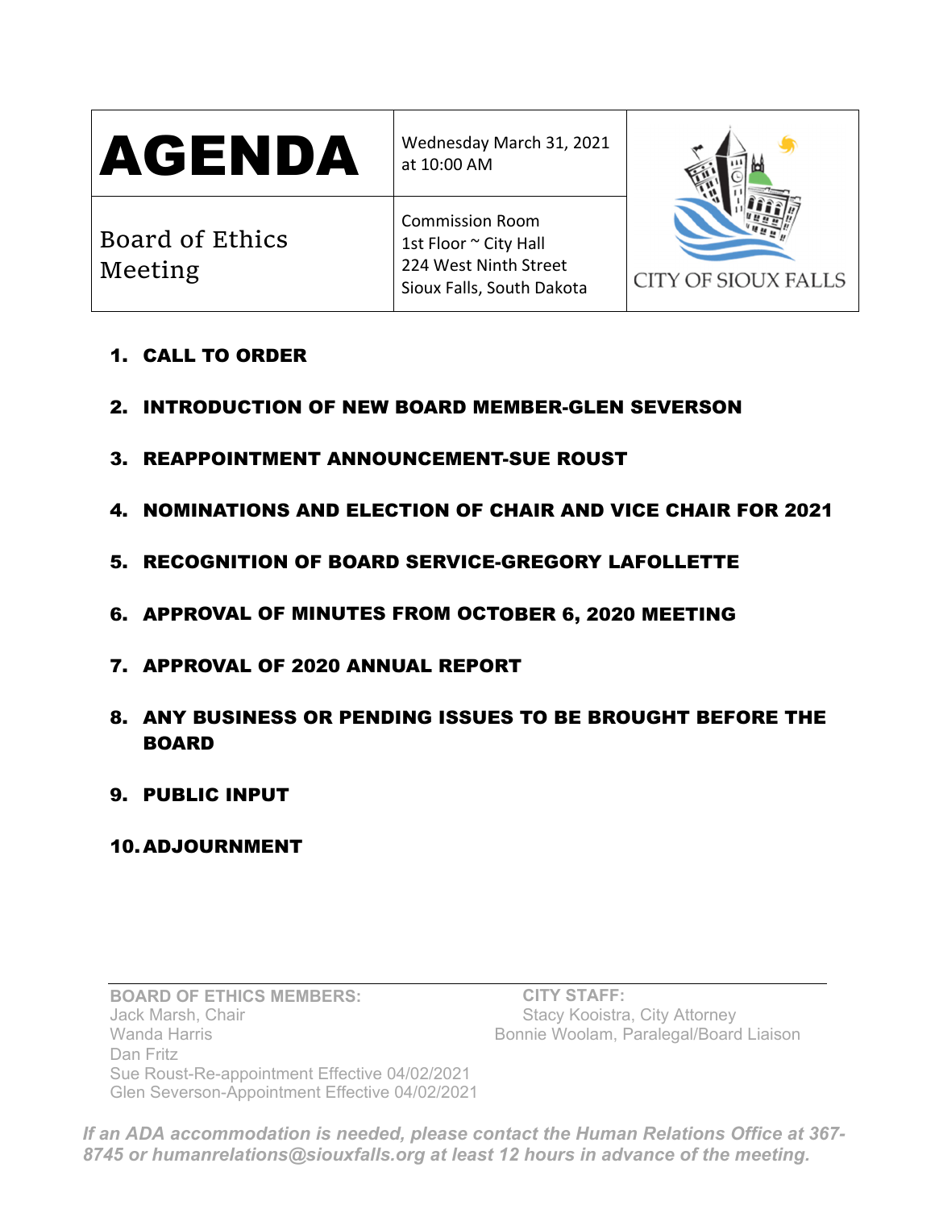# AGENDA

**Board of Ethics Meeting**

Wednesday March 31, 2021 at 10:00 AM

Commission Room
1st Floor ~ City Hall
224 West Ninth Street
Sioux Falls, South Dakota

CITY OF SIOUX FALLS

1. **CALL TO ORDER**
2. **INTRODUCTION OF NEW BOARD MEMBER-GLEN SEVERSON**
3. **REAPPOINTMENT ANNOUNCEMENT-SUE ROUST**
4. **NOMINATIONS AND ELECTION OF CHAIR AND VICE CHAIR FOR 2021**
5. **RECOGNITION OF BOARD SERVICE-GREGORY LAFOLLETTE**
6. **APPROVAL OF MINUTES FROM OCTOBER 6, 2020 MEETING**
7. **APPROVAL OF 2020 ANNUAL REPORT**
8. **ANY BUSINESS OR PENDING ISSUES TO BE BROUGHT BEFORE THE BOARD**
9. **PUBLIC INPUT**
10. **ADJOURNMENT**

---

**BOARD OF ETHICS MEMBERS:**
Jack Marsh, Chair
Wanda Harris
Dan Fritz
Sue Roust-Re-appointment Effective 04/02/2021
Glen Severson-Appointment Effective 04/02/2021

**CITY STAFF:**
Stacy Kooistra, City Attorney
Bonnie Woolam, Paralegal/Board Liaison

***If an ADA accommodation is needed, please contact the Human Relations Office at 367-8745 or humanrelations@siouxfalls.org at least 12 hours in advance of the meeting.***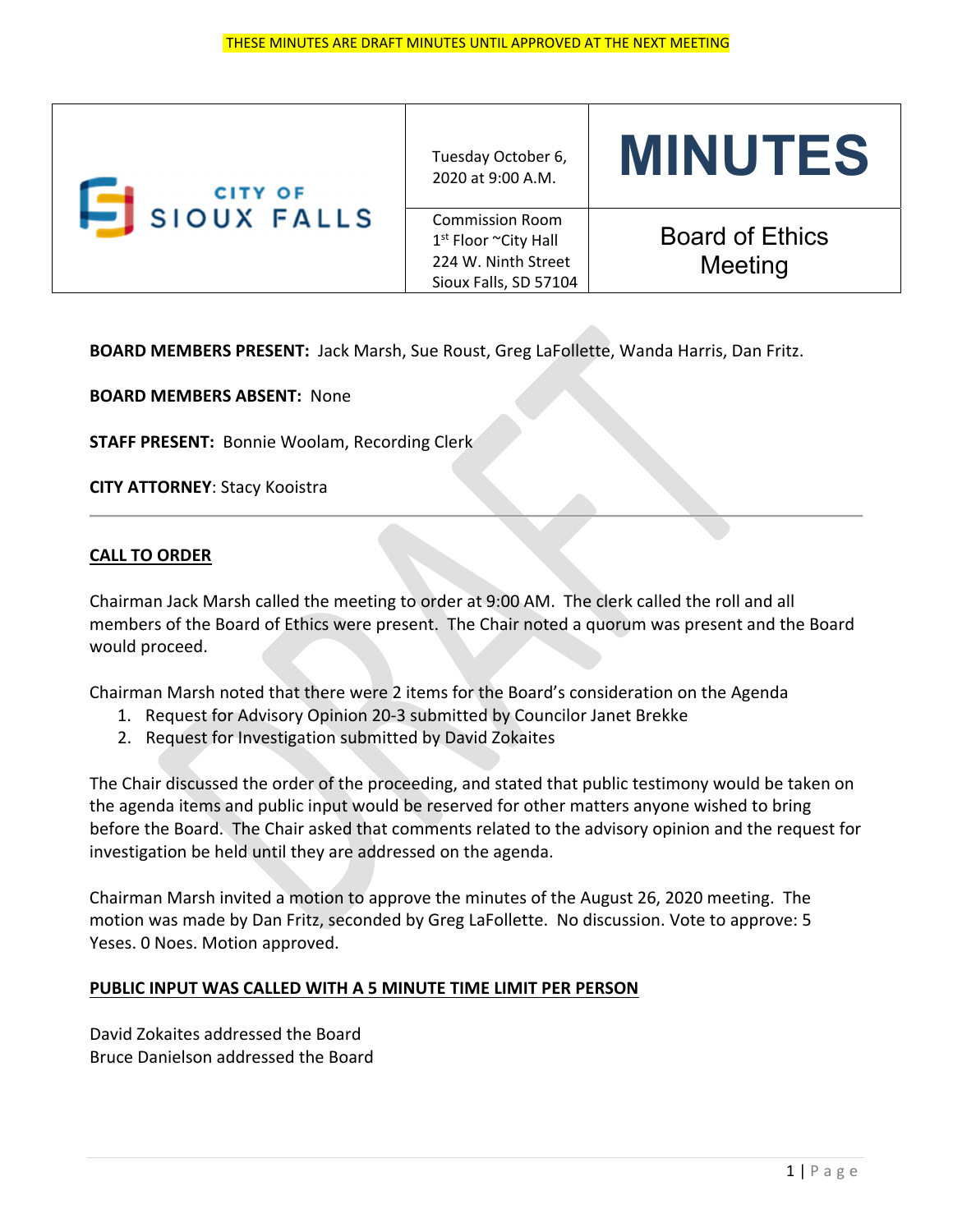THESE MINUTES ARE DRAFT MINUTES UNTIL APPROVED AT THE NEXT MEETING

| CITY OF SIOUX FALLS | Tuesday October 6, 2020 at 9:00 A.M. | MINUTES |
|---|---|---|
| | Commission Room 1st Floor ~City Hall 224 W. Ninth Street Sioux Falls, SD 57104 | Board of Ethics Meeting |

**BOARD MEMBERS PRESENT:** Jack Marsh, Sue Roust, Greg LaFollette, Wanda Harris, Dan Fritz.

**BOARD MEMBERS ABSENT:** None

**STAFF PRESENT:** Bonnie Woolam, Recording Clerk

**CITY ATTORNEY**: Stacy Kooistra

---

**CALL TO ORDER**

Chairman Jack Marsh called the meeting to order at 9:00 AM. The clerk called the roll and all members of the Board of Ethics were present. The Chair noted a quorum was present and the Board would proceed.

Chairman Marsh noted that there were 2 items for the Board's consideration on the Agenda

1. Request for Advisory Opinion 20-3 submitted by Councilor Janet Brekke
2. Request for Investigation submitted by David Zokaites

The Chair discussed the order of the proceeding, and stated that public testimony would be taken on the agenda items and public input would be reserved for other matters anyone wished to bring before the Board. The Chair asked that comments related to the advisory opinion and the request for investigation be held until they are addressed on the agenda.

Chairman Marsh invited a motion to approve the minutes of the August 26, 2020 meeting. The motion was made by Dan Fritz, seconded by Greg LaFollette. No discussion. Vote to approve: 5 Yeses. 0 Noes. Motion approved.

**PUBLIC INPUT WAS CALLED WITH A 5 MINUTE TIME LIMIT PER PERSON**

David Zokaites addressed the Board
Bruce Danielson addressed the Board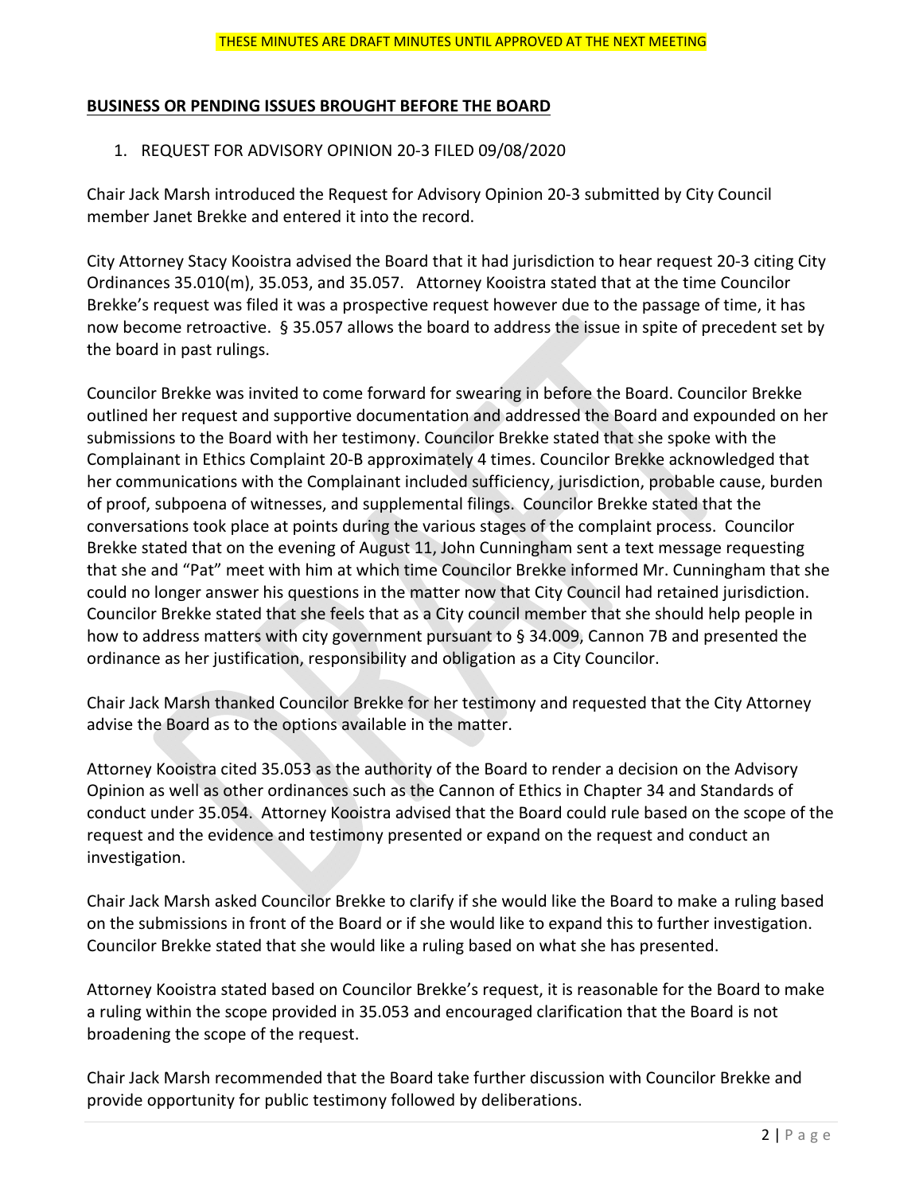## BUSINESS OR PENDING ISSUES BROUGHT BEFORE THE BOARD

1. REQUEST FOR ADVISORY OPINION 20-3 FILED 09/08/2020

Chair Jack Marsh introduced the Request for Advisory Opinion 20-3 submitted by City Council member Janet Brekke and entered it into the record.

City Attorney Stacy Kooistra advised the Board that it had jurisdiction to hear request 20-3 citing City Ordinances 35.010(m), 35.053, and 35.057. Attorney Kooistra stated that at the time Councilor Brekke's request was filed it was a prospective request however due to the passage of time, it has now become retroactive. § 35.057 allows the board to address the issue in spite of precedent set by the board in past rulings.

Councilor Brekke was invited to come forward for swearing in before the Board. Councilor Brekke outlined her request and supportive documentation and addressed the Board and expounded on her submissions to the Board with her testimony. Councilor Brekke stated that she spoke with the Complainant in Ethics Complaint 20-B approximately 4 times. Councilor Brekke acknowledged that her communications with the Complainant included sufficiency, jurisdiction, probable cause, burden of proof, subpoena of witnesses, and supplemental filings. Councilor Brekke stated that the conversations took place at points during the various stages of the complaint process. Councilor Brekke stated that on the evening of August 11, John Cunningham sent a text message requesting that she and "Pat" meet with him at which time Councilor Brekke informed Mr. Cunningham that she could no longer answer his questions in the matter now that City Council had retained jurisdiction. Councilor Brekke stated that she feels that as a City council member that she should help people in how to address matters with city government pursuant to § 34.009, Cannon 7B and presented the ordinance as her justification, responsibility and obligation as a City Councilor.

Chair Jack Marsh thanked Councilor Brekke for her testimony and requested that the City Attorney advise the Board as to the options available in the matter.

Attorney Kooistra cited 35.053 as the authority of the Board to render a decision on the Advisory Opinion as well as other ordinances such as the Cannon of Ethics in Chapter 34 and Standards of conduct under 35.054. Attorney Kooistra advised that the Board could rule based on the scope of the request and the evidence and testimony presented or expand on the request and conduct an investigation.

Chair Jack Marsh asked Councilor Brekke to clarify if she would like the Board to make a ruling based on the submissions in front of the Board or if she would like to expand this to further investigation. Councilor Brekke stated that she would like a ruling based on what she has presented.

Attorney Kooistra stated based on Councilor Brekke's request, it is reasonable for the Board to make a ruling within the scope provided in 35.053 and encouraged clarification that the Board is not broadening the scope of the request.

Chair Jack Marsh recommended that the Board take further discussion with Councilor Brekke and provide opportunity for public testimony followed by deliberations.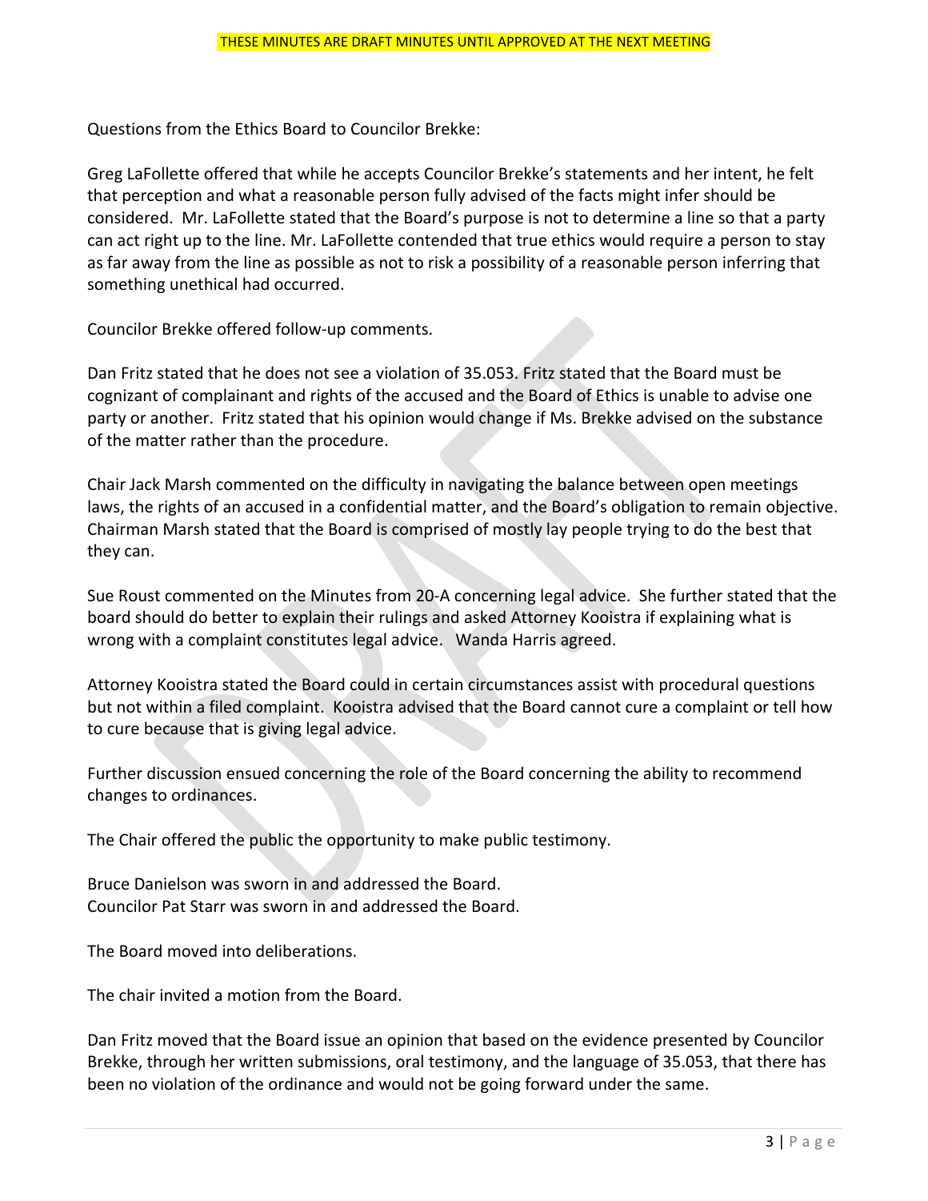THESE MINUTES ARE DRAFT MINUTES UNTIL APPROVED AT THE NEXT MEETING

Questions from the Ethics Board to Councilor Brekke:

Greg LaFollette offered that while he accepts Councilor Brekke's statements and her intent, he felt that perception and what a reasonable person fully advised of the facts might infer should be considered. Mr. LaFollette stated that the Board's purpose is not to determine a line so that a party can act right up to the line. Mr. LaFollette contended that true ethics would require a person to stay as far away from the line as possible as not to risk a possibility of a reasonable person inferring that something unethical had occurred.

Councilor Brekke offered follow-up comments.

Dan Fritz stated that he does not see a violation of 35.053. Fritz stated that the Board must be cognizant of complainant and rights of the accused and the Board of Ethics is unable to advise one party or another. Fritz stated that his opinion would change if Ms. Brekke advised on the substance of the matter rather than the procedure.

Chair Jack Marsh commented on the difficulty in navigating the balance between open meetings laws, the rights of an accused in a confidential matter, and the Board's obligation to remain objective. Chairman Marsh stated that the Board is comprised of mostly lay people trying to do the best that they can.

Sue Roust commented on the Minutes from 20-A concerning legal advice. She further stated that the board should do better to explain their rulings and asked Attorney Kooistra if explaining what is wrong with a complaint constitutes legal advice. Wanda Harris agreed.

Attorney Kooistra stated the Board could in certain circumstances assist with procedural questions but not within a filed complaint. Kooistra advised that the Board cannot cure a complaint or tell how to cure because that is giving legal advice.

Further discussion ensued concerning the role of the Board concerning the ability to recommend changes to ordinances.

The Chair offered the public the opportunity to make public testimony.

Bruce Danielson was sworn in and addressed the Board.
Councilor Pat Starr was sworn in and addressed the Board.

The Board moved into deliberations.

The chair invited a motion from the Board.

Dan Fritz moved that the Board issue an opinion that based on the evidence presented by Councilor Brekke, through her written submissions, oral testimony, and the language of 35.053, that there has been no violation of the ordinance and would not be going forward under the same.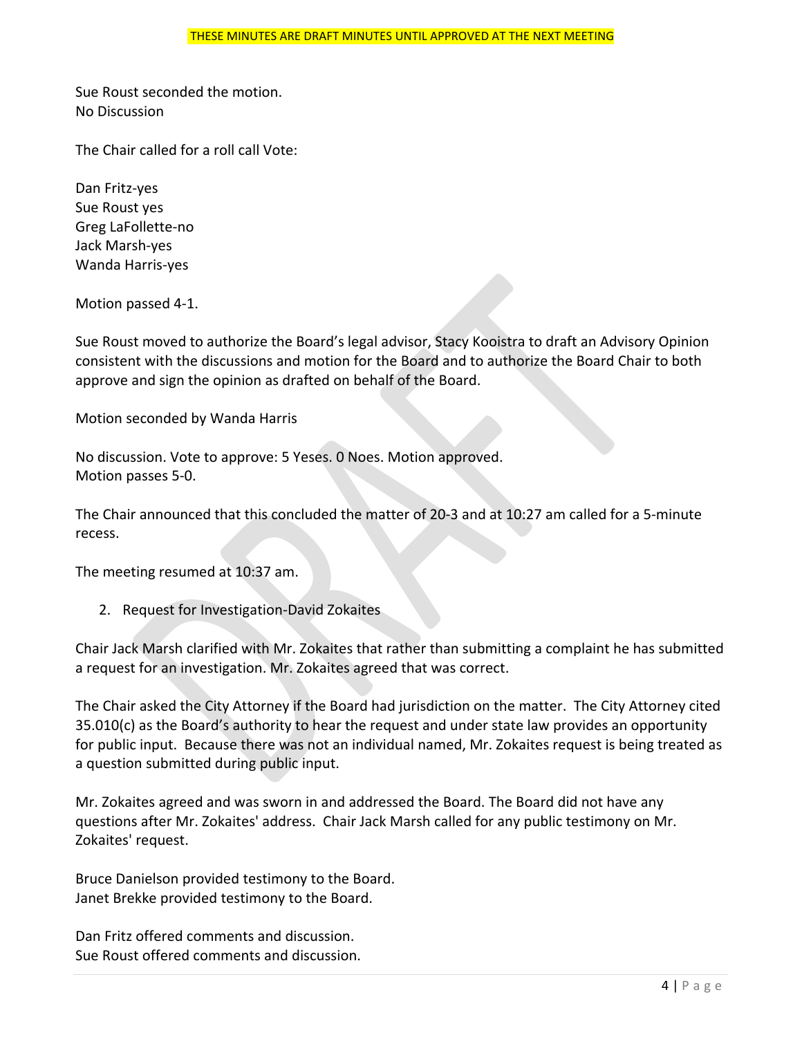Sue Roust seconded the motion.
No Discussion

The Chair called for a roll call Vote:

Dan Fritz-yes
Sue Roust yes
Greg LaFollette-no
Jack Marsh-yes
Wanda Harris-yes

Motion passed 4-1.

Sue Roust moved to authorize the Board's legal advisor, Stacy Kooistra to draft an Advisory Opinion consistent with the discussions and motion for the Board and to authorize the Board Chair to both approve and sign the opinion as drafted on behalf of the Board.

Motion seconded by Wanda Harris

No discussion. Vote to approve: 5 Yeses. 0 Noes. Motion approved.
Motion passes 5-0.

The Chair announced that this concluded the matter of 20-3 and at 10:27 am called for a 5-minute recess.

The meeting resumed at 10:37 am.

2. Request for Investigation-David Zokaites

Chair Jack Marsh clarified with Mr. Zokaites that rather than submitting a complaint he has submitted a request for an investigation. Mr. Zokaites agreed that was correct.

The Chair asked the City Attorney if the Board had jurisdiction on the matter. The City Attorney cited 35.010(c) as the Board's authority to hear the request and under state law provides an opportunity for public input. Because there was not an individual named, Mr. Zokaites request is being treated as a question submitted during public input.

Mr. Zokaites agreed and was sworn in and addressed the Board. The Board did not have any questions after Mr. Zokaites' address. Chair Jack Marsh called for any public testimony on Mr. Zokaites' request.

Bruce Danielson provided testimony to the Board.
Janet Brekke provided testimony to the Board.

Dan Fritz offered comments and discussion.
Sue Roust offered comments and discussion.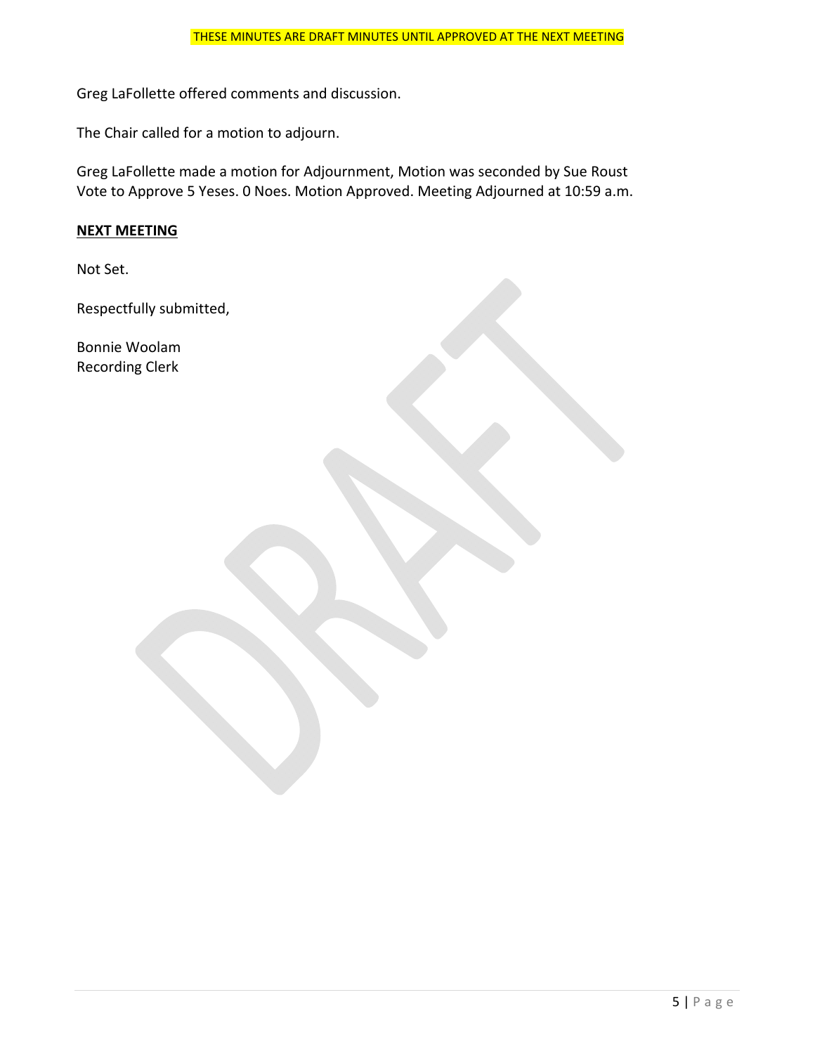THESE MINUTES ARE DRAFT MINUTES UNTIL APPROVED AT THE NEXT MEETING

Greg LaFollette offered comments and discussion.

The Chair called for a motion to adjourn.

Greg LaFollette made a motion for Adjournment, Motion was seconded by Sue Roust
Vote to Approve 5 Yeses. 0 Noes. Motion Approved. Meeting Adjourned at 10:59 a.m.

**NEXT MEETING**

Not Set.

Respectfully submitted,

Bonnie Woolam
Recording Clerk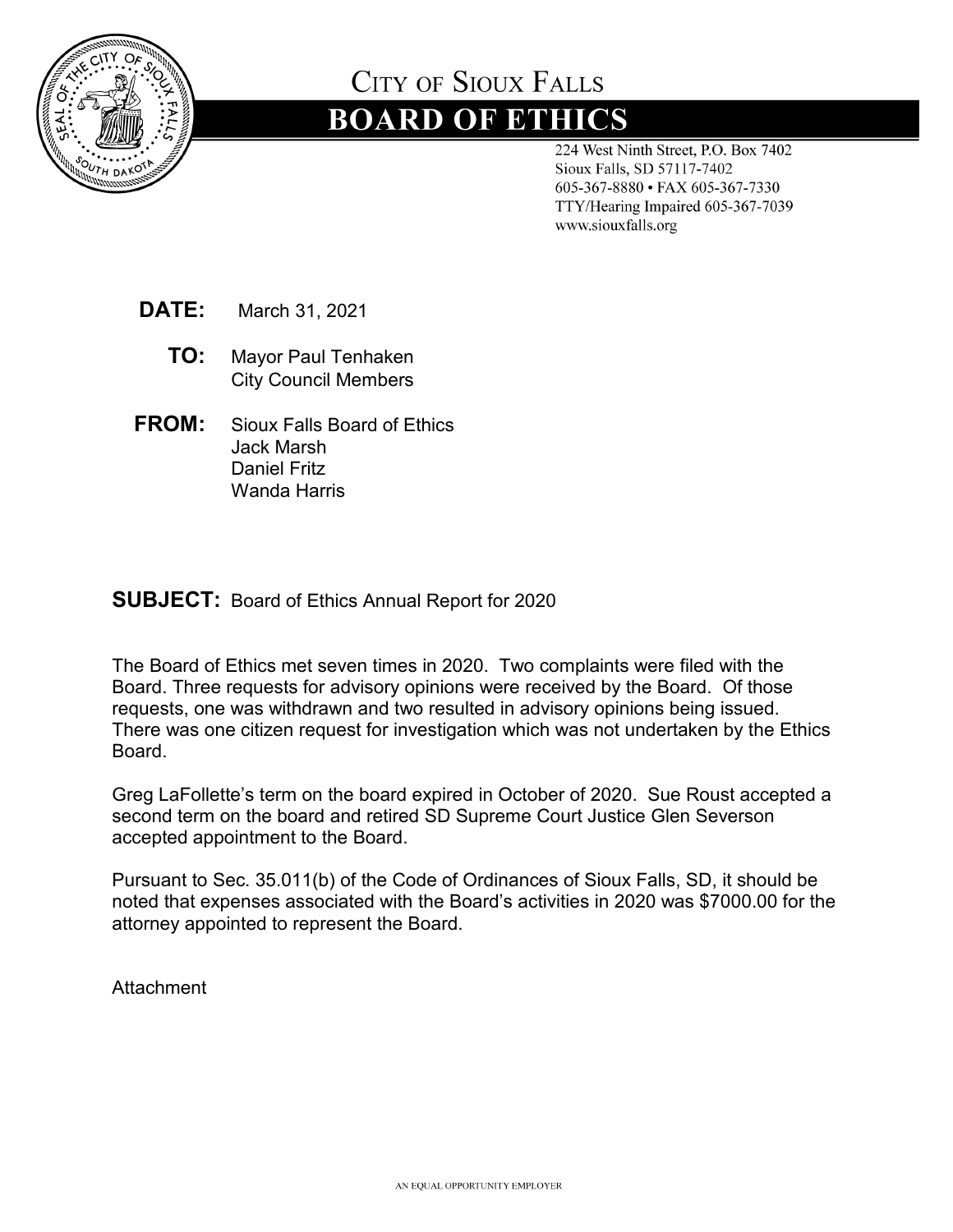# CITY OF SIOUX FALLS

## BOARD OF ETHICS

224 West Ninth Street, P.O. Box 7402
Sioux Falls, SD 57117-7402
605-367-8880 • FAX 605-367-7330
TTY/Hearing Impaired 605-367-7039
www.siouxfalls.org

**DATE:** March 31, 2021

**TO:** Mayor Paul Tenhaken
City Council Members

**FROM:** Sioux Falls Board of Ethics
Jack Marsh
Daniel Fritz
Wanda Harris

**SUBJECT:** Board of Ethics Annual Report for 2020

The Board of Ethics met seven times in 2020. Two complaints were filed with the Board. Three requests for advisory opinions were received by the Board. Of those requests, one was withdrawn and two resulted in advisory opinions being issued. There was one citizen request for investigation which was not undertaken by the Ethics Board.

Greg LaFollette's term on the board expired in October of 2020. Sue Roust accepted a second term on the board and retired SD Supreme Court Justice Glen Severson accepted appointment to the Board.

Pursuant to Sec. 35.011(b) of the Code of Ordinances of Sioux Falls, SD, it should be noted that expenses associated with the Board's activities in 2020 was $7000.00 for the attorney appointed to represent the Board.

Attachment

AN EQUAL OPPORTUNITY EMPLOYER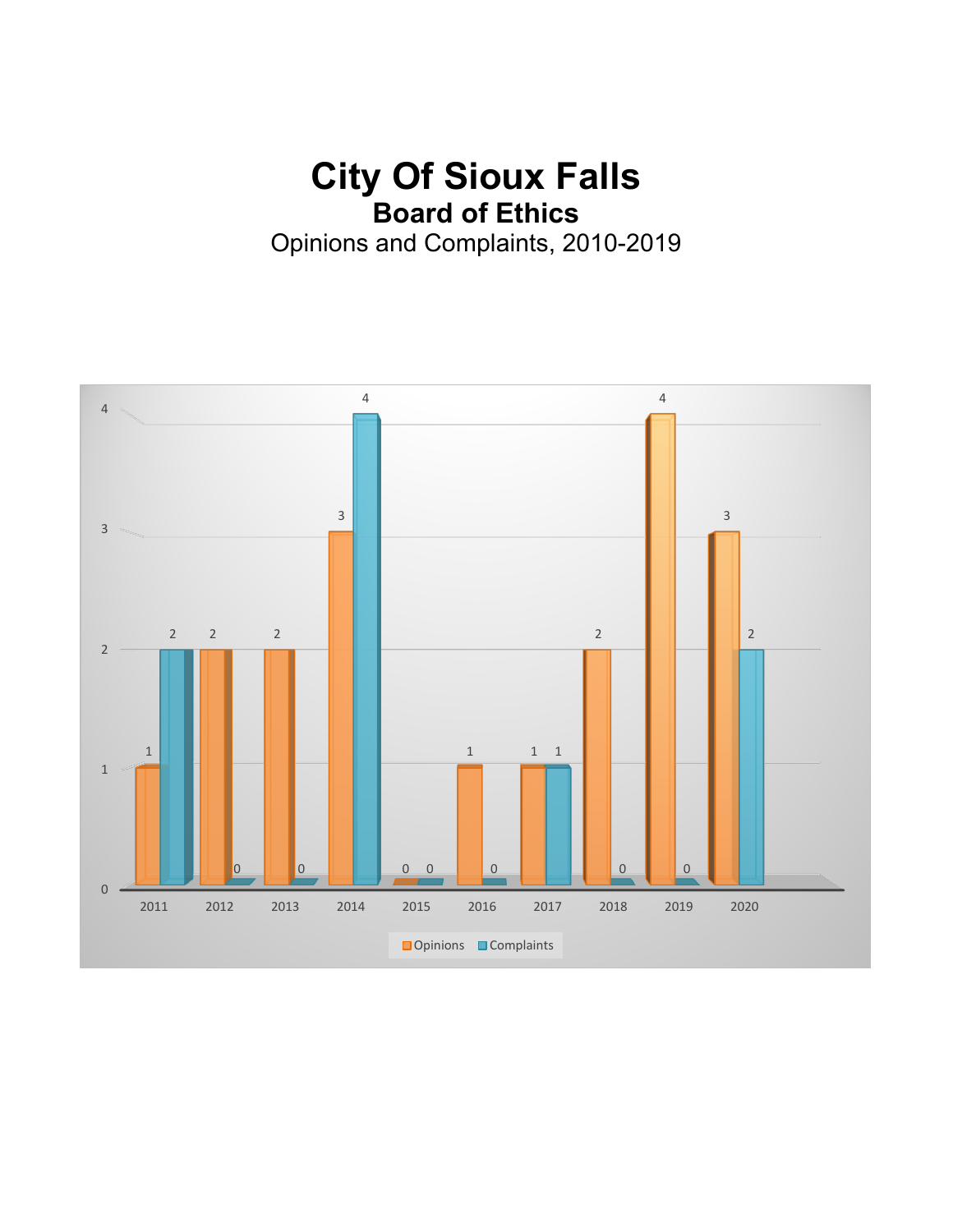# City Of Sioux Falls

## Board of Ethics

Opinions and Complaints, 2010-2019

4
3
2
1
0

1 2
2 0
2 0
3 4
0 0
1 0
1 1
2 0
4 0
3 2

2011 2012 2013 2014 2015 2016 2017 2018 2019 2020

Opinions Complaints